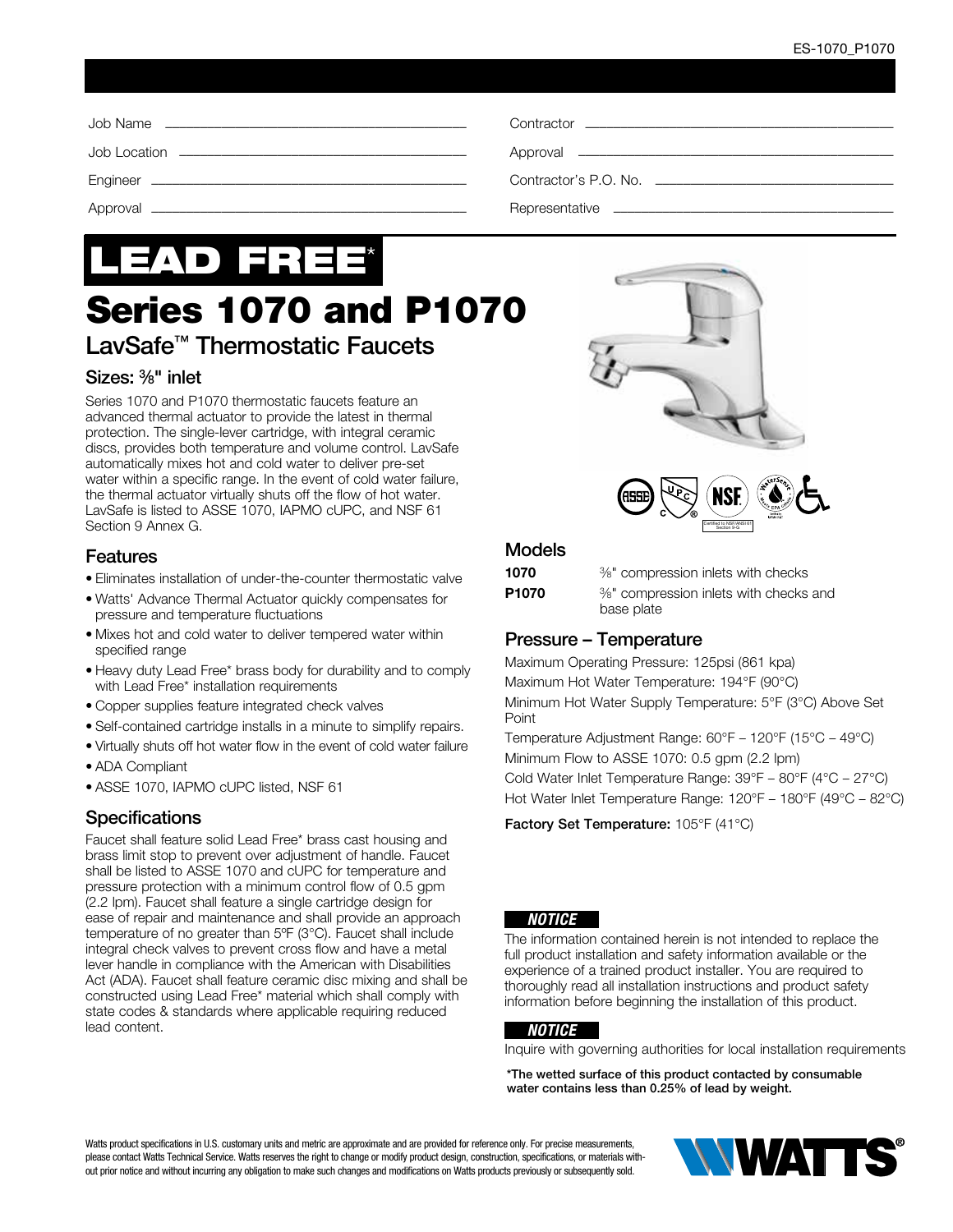ES-1070_P1070

Job Name ______________________________ Contractor ______________________________

Job Location ______________________________ Approval ______________________________

Engineer ______________________________ Contractor's P.O. No. ______________________________

Approval ______________________________ Representative ______________________________

# LEAD FREE*

# Series 1070 and P1070

## LavSafe™ Thermostatic Faucets

### Sizes: ⅜" inlet

Series 1070 and P1070 thermostatic faucets feature an advanced thermal actuator to provide the latest in thermal protection. The single-lever cartridge, with integral ceramic discs, provides both temperature and volume control. LavSafe automatically mixes hot and cold water to deliver pre-set water within a specific range. In the event of cold water failure, the thermal actuator virtually shuts off the flow of hot water. LavSafe is listed to ASSE 1070, IAPMO cUPC, and NSF 61 Section 9 Annex G.

## Features

- Eliminates installation of under-the-counter thermostatic valve
- Watts' Advance Thermal Actuator quickly compensates for pressure and temperature fluctuations
- Mixes hot and cold water to deliver tempered water within specified range
- Heavy duty Lead Free* brass body for durability and to comply with Lead Free* installation requirements
- Copper supplies feature integrated check valves
- Self-contained cartridge installs in a minute to simplify repairs.
- Virtually shuts off hot water flow in the event of cold water failure
- ADA Compliant
- ASSE 1070, IAPMO cUPC listed, NSF 61

## Specifications

Faucet shall feature solid Lead Free* brass cast housing and brass limit stop to prevent over adjustment of handle. Faucet shall be listed to ASSE 1070 and cUPC for temperature and pressure protection with a minimum control flow of 0.5 gpm (2.2 lpm). Faucet shall feature a single cartridge design for ease of repair and maintenance and shall provide an approach temperature of no greater than 5ºF (3°C). Faucet shall include integral check valves to prevent cross flow and have a metal lever handle in compliance with the American with Disabilities Act (ADA). Faucet shall feature ceramic disc mixing and shall be constructed using Lead Free* material which shall comply with state codes & standards where applicable requiring reduced lead content.

Certified to NSF/ANSI 61 Section 9-G

## Models

| | |
|---|---|
| **1070** | ⅜" compression inlets with checks |
| **P1070** | ⅜" compression inlets with checks and base plate |

## Pressure – Temperature

Maximum Operating Pressure: 125psi (861 kpa)

Maximum Hot Water Temperature: 194°F (90°C)

Minimum Hot Water Supply Temperature: 5°F (3°C) Above Set Point

Temperature Adjustment Range: 60°F – 120°F (15°C – 49°C)

Minimum Flow to ASSE 1070: 0.5 gpm (2.2 lpm)

Cold Water Inlet Temperature Range: 39°F – 80°F (4°C – 27°C)

Hot Water Inlet Temperature Range: 120°F – 180°F (49°C – 82°C)

**Factory Set Temperature:** 105°F (41°C)

***NOTICE***

The information contained herein is not intended to replace the full product installation and safety information available or the experience of a trained product installer. You are required to thoroughly read all installation instructions and product safety information before beginning the installation of this product.

***NOTICE***

Inquire with governing authorities for local installation requirements

**\*The wetted surface of this product contacted by consumable water contains less than 0.25% of lead by weight.**

Watts product specifications in U.S. customary units and metric are approximate and are provided for reference only. For precise measurements, please contact Watts Technical Service. Watts reserves the right to change or modify product design, construction, specifications, or materials without prior notice and without incurring any obligation to make such changes and modifications on Watts products previously or subsequently sold.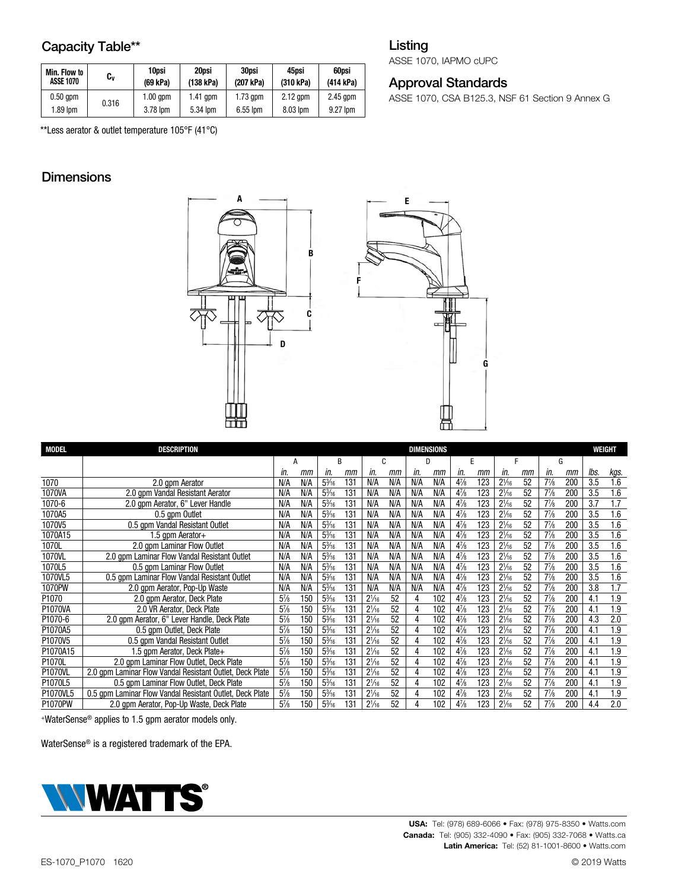## Capacity Table**

| Min. Flow to ASSE 1070 | $C_V$ | 10psi (69 kPa) | 20psi (138 kPa) | 30psi (207 kPa) | 45psi (310 kPa) | 60psi (414 kPa) |
|---|---|---|---|---|---|---|
| 0.50 gpm<br>1.89 lpm | 0.316 | 1.00 gpm<br>3.78 lpm | 1.41 gpm<br>5.34 lpm | 1.73 gpm<br>6.55 lpm | 2.12 gpm<br>8.03 lpm | 2.45 gpm<br>9.27 lpm |

**Less aerator & outlet temperature 105°F (41°C)

## Listing

ASSE 1070, IAPMO cUPC

## Approval Standards

ASSE 1070, CSA B125.3, NSF 61 Section 9 Annex G

## Dimensions

A
B
C
D
E
F
G

| MODEL | DESCRIPTION | DIMENSIONS | | | | | | | | | | | | | | WEIGHT | |
|---|---|---|---|---|---|---|---|---|---|---|---|---|---|---|---|---|---|
| | | A | | B | | C | | D | | E | | F | | G | | | |
| | | in. | mm | in. | mm | in. | mm | in. | mm | in. | mm | in. | mm | in. | mm | lbs. | kgs. |
| 1070 | 2.0 gpm Aerator | N/A | N/A | 5³⁄₁₆ | 131 | N/A | N/A | N/A | N/A | 4⅞ | 123 | 2¹⁄₁₆ | 52 | 7⅞ | 200 | 3.5 | 1.6 |
| 1070VA | 2.0 gpm Vandal Resistant Aerator | N/A | N/A | 5³⁄₁₆ | 131 | N/A | N/A | N/A | N/A | 4⅞ | 123 | 2¹⁄₁₆ | 52 | 7⅞ | 200 | 3.5 | 1.6 |
| 1070-6 | 2.0 gpm Aerator, 6" Lever Handle | N/A | N/A | 5³⁄₁₆ | 131 | N/A | N/A | N/A | N/A | 4⅞ | 123 | 2¹⁄₁₆ | 52 | 7⅞ | 200 | 3.7 | 1.7 |
| 1070A5 | 0.5 gpm Outlet | N/A | N/A | 5³⁄₁₆ | 131 | N/A | N/A | N/A | N/A | 4⅞ | 123 | 2¹⁄₁₆ | 52 | 7⅞ | 200 | 3.5 | 1.6 |
| 1070V5 | 0.5 gpm Vandal Resistant Outlet | N/A | N/A | 5³⁄₁₆ | 131 | N/A | N/A | N/A | N/A | 4⅞ | 123 | 2¹⁄₁₆ | 52 | 7⅞ | 200 | 3.5 | 1.6 |
| 1070A15 | 1.5 gpm Aerator+ | N/A | N/A | 5³⁄₁₆ | 131 | N/A | N/A | N/A | N/A | 4⅞ | 123 | 2¹⁄₁₆ | 52 | 7⅞ | 200 | 3.5 | 1.6 |
| 1070L | 2.0 gpm Laminar Flow Outlet | N/A | N/A | 5³⁄₁₆ | 131 | N/A | N/A | N/A | N/A | 4⅞ | 123 | 2¹⁄₁₆ | 52 | 7⅞ | 200 | 3.5 | 1.6 |
| 1070VL | 2.0 gpm Laminar Flow Vandal Resistant Outlet | N/A | N/A | 5³⁄₁₆ | 131 | N/A | N/A | N/A | N/A | 4⅞ | 123 | 2¹⁄₁₆ | 52 | 7⅞ | 200 | 3.5 | 1.6 |
| 1070L5 | 0.5 gpm Laminar Flow Outlet | N/A | N/A | 5³⁄₁₆ | 131 | N/A | N/A | N/A | N/A | 4⅞ | 123 | 2¹⁄₁₆ | 52 | 7⅞ | 200 | 3.5 | 1.6 |
| 1070VL5 | 0.5 gpm Laminar Flow Vandal Resistant Outlet | N/A | N/A | 5³⁄₁₆ | 131 | N/A | N/A | N/A | N/A | 4⅞ | 123 | 2¹⁄₁₆ | 52 | 7⅞ | 200 | 3.5 | 1.6 |
| 1070PW | 2.0 gpm Aerator, Pop-Up Waste | N/A | N/A | 5³⁄₁₆ | 131 | N/A | N/A | N/A | N/A | 4⅞ | 123 | 2¹⁄₁₆ | 52 | 7⅞ | 200 | 3.8 | 1.7 |
| P1070 | 2.0 gpm Aerator, Deck Plate | 5⅞ | 150 | 5³⁄₁₆ | 131 | 2¹⁄₁₆ | 52 | 4 | 102 | 4⅞ | 123 | 2¹⁄₁₆ | 52 | 7⅞ | 200 | 4.1 | 1.9 |
| P1070VA | 2.0 VR Aerator, Deck Plate | 5⅞ | 150 | 5³⁄₁₆ | 131 | 2¹⁄₁₆ | 52 | 4 | 102 | 4⅞ | 123 | 2¹⁄₁₆ | 52 | 7⅞ | 200 | 4.1 | 1.9 |
| P1070-6 | 2.0 gpm Aerator, 6" Lever Handle, Deck Plate | 5⅞ | 150 | 5³⁄₁₆ | 131 | 2¹⁄₁₆ | 52 | 4 | 102 | 4⅞ | 123 | 2¹⁄₁₆ | 52 | 7⅞ | 200 | 4.3 | 2.0 |
| P1070A5 | 0.5 gpm Outlet, Deck Plate | 5⅞ | 150 | 5³⁄₁₆ | 131 | 2¹⁄₁₆ | 52 | 4 | 102 | 4⅞ | 123 | 2¹⁄₁₆ | 52 | 7⅞ | 200 | 4.1 | 1.9 |
| P1070V5 | 0.5 gpm Vandal Resistant Outlet | 5⅞ | 150 | 5³⁄₁₆ | 131 | 2¹⁄₁₆ | 52 | 4 | 102 | 4⅞ | 123 | 2¹⁄₁₆ | 52 | 7⅞ | 200 | 4.1 | 1.9 |
| P1070A15 | 1.5 gpm Aerator, Deck Plate+ | 5⅞ | 150 | 5³⁄₁₆ | 131 | 2¹⁄₁₆ | 52 | 4 | 102 | 4⅞ | 123 | 2¹⁄₁₆ | 52 | 7⅞ | 200 | 4.1 | 1.9 |
| P1070L | 2.0 gpm Laminar Flow Outlet, Deck Plate | 5⅞ | 150 | 5³⁄₁₆ | 131 | 2¹⁄₁₆ | 52 | 4 | 102 | 4⅞ | 123 | 2¹⁄₁₆ | 52 | 7⅞ | 200 | 4.1 | 1.9 |
| P1070VL | 2.0 gpm Laminar Flow Vandal Resistant Outlet, Deck Plate | 5⅞ | 150 | 5³⁄₁₆ | 131 | 2¹⁄₁₆ | 52 | 4 | 102 | 4⅞ | 123 | 2¹⁄₁₆ | 52 | 7⅞ | 200 | 4.1 | 1.9 |
| P1070L5 | 0.5 gpm Laminar Flow Outlet, Deck Plate | 5⅞ | 150 | 5³⁄₁₆ | 131 | 2¹⁄₁₆ | 52 | 4 | 102 | 4⅞ | 123 | 2¹⁄₁₆ | 52 | 7⅞ | 200 | 4.1 | 1.9 |
| P1070VL5 | 0.5 gpm Laminar Flow Vandal Resistant Outlet, Deck Plate | 5⅞ | 150 | 5³⁄₁₆ | 131 | 2¹⁄₁₆ | 52 | 4 | 102 | 4⅞ | 123 | 2¹⁄₁₆ | 52 | 7⅞ | 200 | 4.1 | 1.9 |
| P1070PW | 2.0 gpm Aerator, Pop-Up Waste, Deck Plate | 5⅞ | 150 | 5³⁄₁₆ | 131 | 2¹⁄₁₆ | 52 | 4 | 102 | 4⅞ | 123 | 2¹⁄₁₆ | 52 | 7⅞ | 200 | 4.4 | 2.0 |

+WaterSense® applies to 1.5 gpm aerator models only.

WaterSense® is a registered trademark of the EPA.

**USA:** Tel: (978) 689-6066 • Fax: (978) 975-8350 • Watts.com
**Canada:** Tel: (905) 332-4090 • Fax: (905) 332-7068 • Watts.ca
**Latin America:** Tel: (52) 81-1001-8600 • Watts.com

ES-1070_P1070 1620

© 2019 Watts